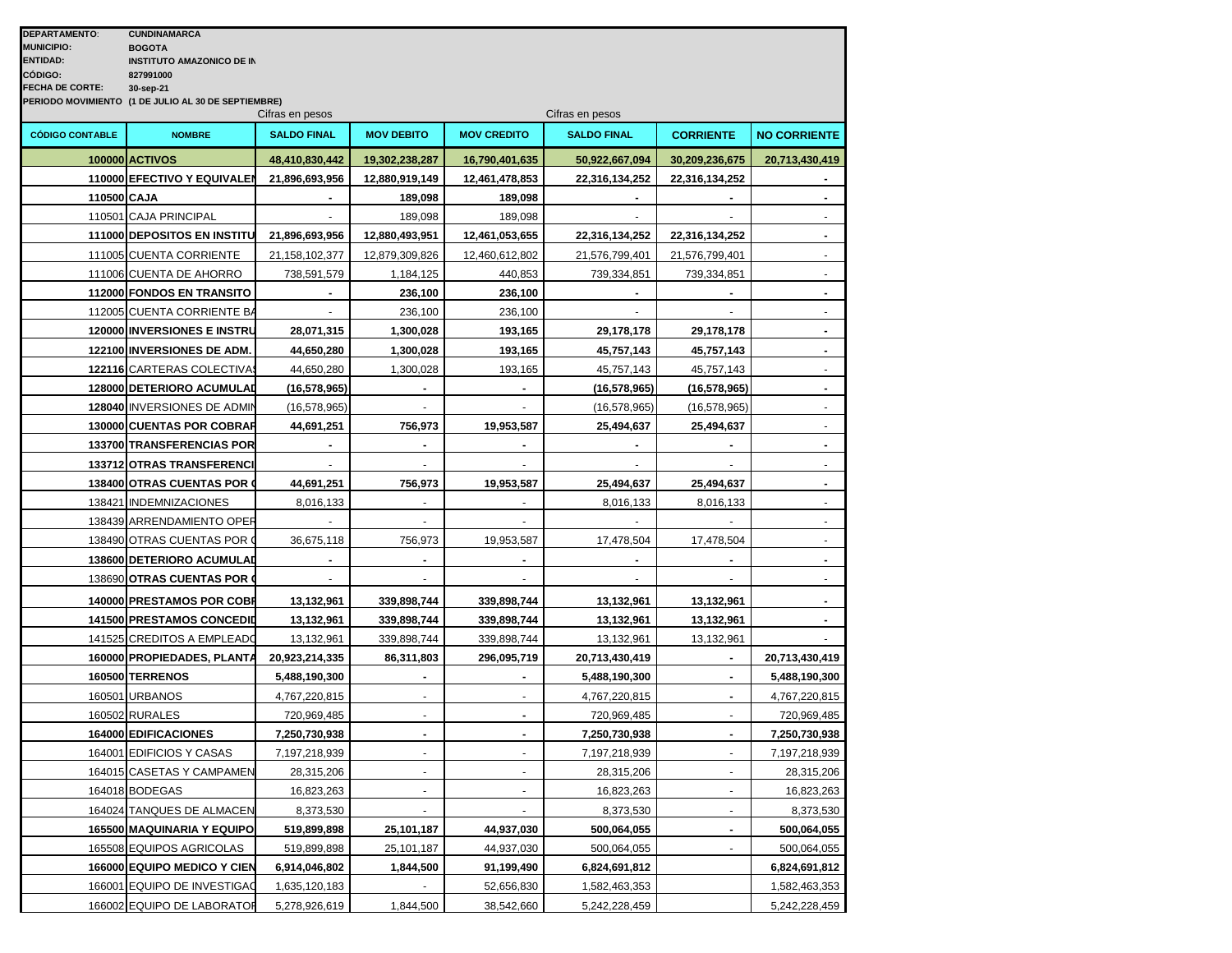**DEPARTAMENTO:** CUNDINAMARCA
**MUNICIPIO:** BOGOTA
**ENTIDAD:** INSTITUTO AMAZONICO DE IN
**CÓDIGO:** 827991000
**FECHA DE CORTE:** 30-sep-21
**PERIODO MOVIMIENTO** (1 DE JULIO AL 30 DE SEPTIEMBRE)

| | | Cifras en pesos | | | Cifras en pesos | | |
|---|---|---|---|---|---|---|---|
| **CÓDIGO CONTABLE** | **NOMBRE** | **SALDO FINAL** | **MOV DEBITO** | **MOV CREDITO** | **SALDO FINAL** | **CORRIENTE** | **NO CORRIENTE** |
| **100000** | **ACTIVOS** | **48,410,830,442** | **19,302,238,287** | **16,790,401,635** | **50,922,667,094** | **30,209,236,675** | **20,713,430,419** |
| **110000** | **EFECTIVO Y EQUIVALEN** | **21,896,693,956** | **12,880,919,149** | **12,461,478,853** | **22,316,134,252** | **22,316,134,252** | **-** |
| **110500** | **CAJA** | **-** | **189,098** | **189,098** | **-** | **-** | **-** |
| 110501 | CAJA PRINCIPAL | - | 189,098 | 189,098 | - | - | - |
| **111000** | **DEPOSITOS EN INSTITU** | **21,896,693,956** | **12,880,493,951** | **12,461,053,655** | **22,316,134,252** | **22,316,134,252** | **-** |
| 111005 | CUENTA CORRIENTE | 21,158,102,377 | 12,879,309,826 | 12,460,612,802 | 21,576,799,401 | 21,576,799,401 | - |
| 111006 | CUENTA DE AHORRO | 738,591,579 | 1,184,125 | 440,853 | 739,334,851 | 739,334,851 | - |
| **112000** | **FONDOS EN TRANSITO** | **-** | **236,100** | **236,100** | **-** | **-** | **-** |
| 112005 | CUENTA CORRIENTE BA | - | 236,100 | 236,100 | - | - | - |
| **120000** | **INVERSIONES E INSTRU** | **28,071,315** | **1,300,028** | **193,165** | **29,178,178** | **29,178,178** | **-** |
| **122100** | **INVERSIONES DE ADM.** | **44,650,280** | **1,300,028** | **193,165** | **45,757,143** | **45,757,143** | **-** |
| **122116** | CARTERAS COLECTIVAS | 44,650,280 | 1,300,028 | 193,165 | 45,757,143 | 45,757,143 | - |
| **128000** | **DETERIORO ACUMULAD** | **(16,578,965)** | **-** | **-** | **(16,578,965)** | **(16,578,965)** | **-** |
| **128040** | INVERSIONES DE ADMIN | (16,578,965) | - | - | (16,578,965) | (16,578,965) | - |
| **130000** | **CUENTAS POR COBRAR** | **44,691,251** | **756,973** | **19,953,587** | **25,494,637** | **25,494,637** | - |
| **133700** | **TRANSFERENCIAS POR** | **-** | **-** | **-** | **-** | **-** | **-** |
| **133712** | **OTRAS TRANSFERENCI** | - | - | - | - | - | - |
| **138400** | **OTRAS CUENTAS POR C** | **44,691,251** | **756,973** | **19,953,587** | **25,494,637** | **25,494,637** | **-** |
| 138421 | INDEMNIZACIONES | 8,016,133 | - | - | 8,016,133 | 8,016,133 | - |
| 138439 | ARRENDAMIENTO OPER | - | - | - | - | - | - |
| 138490 | OTRAS CUENTAS POR C | 36,675,118 | 756,973 | 19,953,587 | 17,478,504 | 17,478,504 | - |
| **138600** | **DETERIORO ACUMULAD** | **-** | **-** | **-** | **-** | **-** | **-** |
| 138690 | **OTRAS CUENTAS POR C** | - | - | - | - | - | - |
| **140000** | **PRESTAMOS POR COBR** | **13,132,961** | **339,898,744** | **339,898,744** | **13,132,961** | **13,132,961** | **-** |
| **141500** | **PRESTAMOS CONCEDID** | **13,132,961** | **339,898,744** | **339,898,744** | **13,132,961** | **13,132,961** | **-** |
| 141525 | CREDITOS A EMPLEADO | 13,132,961 | 339,898,744 | 339,898,744 | 13,132,961 | 13,132,961 | - |
| **160000** | **PROPIEDADES, PLANTA** | **20,923,214,335** | **86,311,803** | **296,095,719** | **20,713,430,419** | **-** | **20,713,430,419** |
| **160500** | **TERRENOS** | **5,488,190,300** | **-** | **-** | **5,488,190,300** | **-** | **5,488,190,300** |
| 160501 | URBANOS | 4,767,220,815 | - | - | 4,767,220,815 | - | 4,767,220,815 |
| 160502 | RURALES | 720,969,485 | - | - | 720,969,485 | - | 720,969,485 |
| **164000** | **EDIFICACIONES** | **7,250,730,938** | **-** | **-** | **7,250,730,938** | **-** | **7,250,730,938** |
| 164001 | EDIFICIOS Y CASAS | 7,197,218,939 | - | - | 7,197,218,939 | - | 7,197,218,939 |
| 164015 | CASETAS Y CAMPAMEN | 28,315,206 | - | - | 28,315,206 | - | 28,315,206 |
| 164018 | BODEGAS | 16,823,263 | - | - | 16,823,263 | - | 16,823,263 |
| 164024 | TANQUES DE ALMACEN | 8,373,530 | - | - | 8,373,530 | - | 8,373,530 |
| **165500** | **MAQUINARIA Y EQUIPO** | **519,899,898** | **25,101,187** | **44,937,030** | **500,064,055** | **-** | **500,064,055** |
| 165508 | EQUIPOS AGRICOLAS | 519,899,898 | 25,101,187 | 44,937,030 | 500,064,055 | - | 500,064,055 |
| **166000** | **EQUIPO MEDICO Y CIEN** | **6,914,046,802** | **1,844,500** | **91,199,490** | **6,824,691,812** | | **6,824,691,812** |
| 166001 | EQUIPO DE INVESTIGAC | 1,635,120,183 | - | 52,656,830 | 1,582,463,353 | | 1,582,463,353 |
| 166002 | EQUIPO DE LABORATOR | 5,278,926,619 | 1,844,500 | 38,542,660 | 5,242,228,459 | | 5,242,228,459 |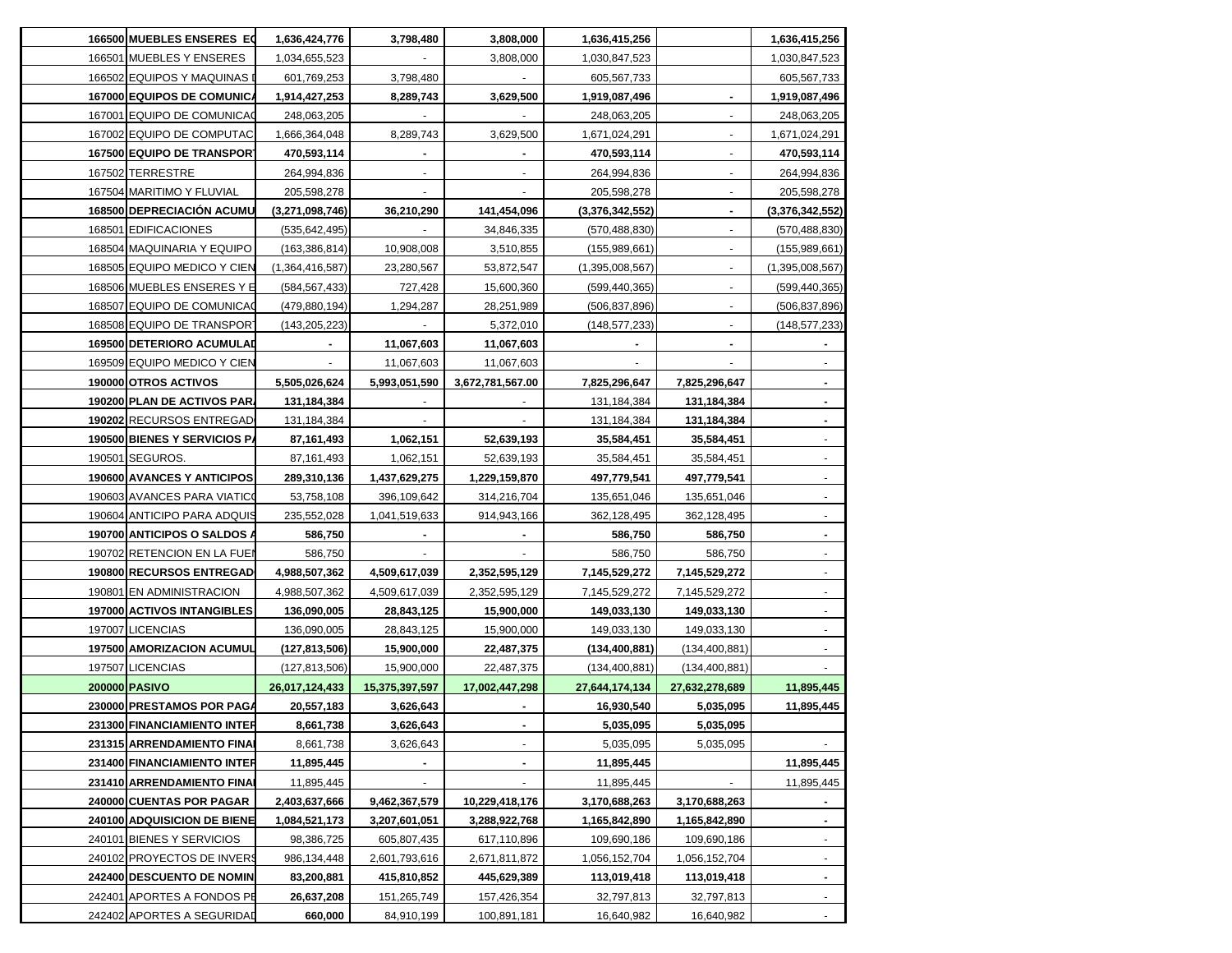| | | | | | | | |
|---|---|---|---|---|---|---|---|
| **166500** | **MUEBLES ENSERES E** | **1,636,424,776** | **3,798,480** | **3,808,000** | **1,636,415,256** | | **1,636,415,256** |
| 166501 | MUEBLES Y ENSERES | 1,034,655,523 | - | 3,808,000 | 1,030,847,523 | | 1,030,847,523 |
| 166502 | EQUIPOS Y MAQUINAS | 601,769,253 | 3,798,480 | - | 605,567,733 | | 605,567,733 |
| **167000** | **EQUIPOS DE COMUNIC** | **1,914,427,253** | **8,289,743** | **3,629,500** | **1,919,087,496** | **-** | **1,919,087,496** |
| 167001 | EQUIPO DE COMUNICA | 248,063,205 | - | - | 248,063,205 | - | 248,063,205 |
| 167002 | EQUIPO DE COMPUTAC | 1,666,364,048 | 8,289,743 | 3,629,500 | 1,671,024,291 | - | 1,671,024,291 |
| **167500** | **EQUIPO DE TRANSPOR** | **470,593,114** | **-** | **-** | **470,593,114** | **-** | **470,593,114** |
| 167502 | TERRESTRE | 264,994,836 | - | - | 264,994,836 | - | 264,994,836 |
| 167504 | MARITIMO Y FLUVIAL | 205,598,278 | - | - | 205,598,278 | - | 205,598,278 |
| **168500** | **DEPRECIACIÓN ACUMU** | **(3,271,098,746)** | **36,210,290** | **141,454,096** | **(3,376,342,552)** | **-** | **(3,376,342,552)** |
| 168501 | EDIFICACIONES | (535,642,495) | - | 34,846,335 | (570,488,830) | - | (570,488,830) |
| 168504 | MAQUINARIA Y EQUIPO | (163,386,814) | 10,908,008 | 3,510,855 | (155,989,661) | - | (155,989,661) |
| 168505 | EQUIPO MEDICO Y CIEN | (1,364,416,587) | 23,280,567 | 53,872,547 | (1,395,008,567) | - | (1,395,008,567) |
| 168506 | MUEBLES ENSERES Y E | (584,567,433) | 727,428 | 15,600,360 | (599,440,365) | - | (599,440,365) |
| 168507 | EQUIPO DE COMUNICA | (479,880,194) | 1,294,287 | 28,251,989 | (506,837,896) | - | (506,837,896) |
| 168508 | EQUIPO DE TRANSPOR | (143,205,223) | - | 5,372,010 | (148,577,233) | - | (148,577,233) |
| **169500** | **DETERIORO ACUMULA** | **-** | **11,067,603** | **11,067,603** | **-** | **-** | **-** |
| 169509 | EQUIPO MEDICO Y CIEN | - | 11,067,603 | 11,067,603 | - | - | - |
| **190000** | **OTROS ACTIVOS** | **5,505,026,624** | **5,993,051,590** | **3,672,781,567.00** | **7,825,296,647** | **7,825,296,647** | **-** |
| **190200** | **PLAN DE ACTIVOS PAR** | **131,184,384** | - | - | 131,184,384 | **131,184,384** | **-** |
| **190202** | RECURSOS ENTREGAD | 131,184,384 | - | - | 131,184,384 | **131,184,384** | **-** |
| **190500** | **BIENES Y SERVICIOS P** | **87,161,493** | **1,062,151** | **52,639,193** | **35,584,451** | **35,584,451** | - |
| 190501 | SEGUROS. | 87,161,493 | 1,062,151 | 52,639,193 | 35,584,451 | 35,584,451 | - |
| **190600** | **AVANCES Y ANTICIPOS** | **289,310,136** | **1,437,629,275** | **1,229,159,870** | **497,779,541** | **497,779,541** | - |
| 190603 | AVANCES PARA VIATIC | 53,758,108 | 396,109,642 | 314,216,704 | 135,651,046 | 135,651,046 | - |
| 190604 | ANTICIPO PARA ADQUIS | 235,552,028 | 1,041,519,633 | 914,943,166 | 362,128,495 | 362,128,495 | - |
| **190700** | **ANTICIPOS O SALDOS** | **586,750** | **-** | **-** | **586,750** | **586,750** | **-** |
| 190702 | RETENCION EN LA FUE | 586,750 | - | - | 586,750 | 586,750 | - |
| **190800** | **RECURSOS ENTREGAD** | **4,988,507,362** | **4,509,617,039** | **2,352,595,129** | **7,145,529,272** | **7,145,529,272** | - |
| 190801 | EN ADMINISTRACION | 4,988,507,362 | 4,509,617,039 | 2,352,595,129 | 7,145,529,272 | 7,145,529,272 | - |
| **197000** | **ACTIVOS INTANGIBLES** | **136,090,005** | **28,843,125** | **15,900,000** | **149,033,130** | **149,033,130** | - |
| 197007 | LICENCIAS | 136,090,005 | 28,843,125 | 15,900,000 | 149,033,130 | 149,033,130 | - |
| **197500** | **AMORIZACION ACUMUL** | **(127,813,506)** | **15,900,000** | **22,487,375** | **(134,400,881)** | (134,400,881) | - |
| 197507 | LICENCIAS | (127,813,506) | 15,900,000 | 22,487,375 | (134,400,881) | (134,400,881) | - |
| **200000** | **PASIVO** | **26,017,124,433** | **15,375,397,597** | **17,002,447,298** | **27,644,174,134** | **27,632,278,689** | **11,895,445** |
| **230000** | **PRESTAMOS POR PAGA** | **20,557,183** | **3,626,643** | **-** | **16,930,540** | **5,035,095** | **11,895,445** |
| **231300** | **FINANCIAMIENTO INTE** | **8,661,738** | **3,626,643** | **-** | **5,035,095** | **5,035,095** | |
| **231315** | **ARRENDAMIENTO FINA** | 8,661,738 | 3,626,643 | - | 5,035,095 | 5,035,095 | - |
| **231400** | **FINANCIAMIENTO INTE** | **11,895,445** | **-** | **-** | **11,895,445** | | **11,895,445** |
| **231410** | **ARRENDAMIENTO FINA** | 11,895,445 | - | - | 11,895,445 | - | 11,895,445 |
| **240000** | **CUENTAS POR PAGAR** | **2,403,637,666** | **9,462,367,579** | **10,229,418,176** | **3,170,688,263** | **3,170,688,263** | **-** |
| **240100** | **ADQUISICION DE BIENE** | **1,084,521,173** | **3,207,601,051** | **3,288,922,768** | **1,165,842,890** | **1,165,842,890** | **-** |
| 240101 | BIENES Y SERVICIOS | 98,386,725 | 605,807,435 | 617,110,896 | 109,690,186 | 109,690,186 | - |
| 240102 | PROYECTOS DE INVERS | 986,134,448 | 2,601,793,616 | 2,671,811,872 | 1,056,152,704 | 1,056,152,704 | - |
| **242400** | **DESCUENTO DE NOMIN** | **83,200,881** | **415,810,852** | **445,629,389** | **113,019,418** | **113,019,418** | **-** |
| 242401 | APORTES A FONDOS PE | **26,637,208** | 151,265,749 | 157,426,354 | 32,797,813 | 32,797,813 | - |
| 242402 | APORTES A SEGURIDAD | **660,000** | 84,910,199 | 100,891,181 | 16,640,982 | 16,640,982 | - |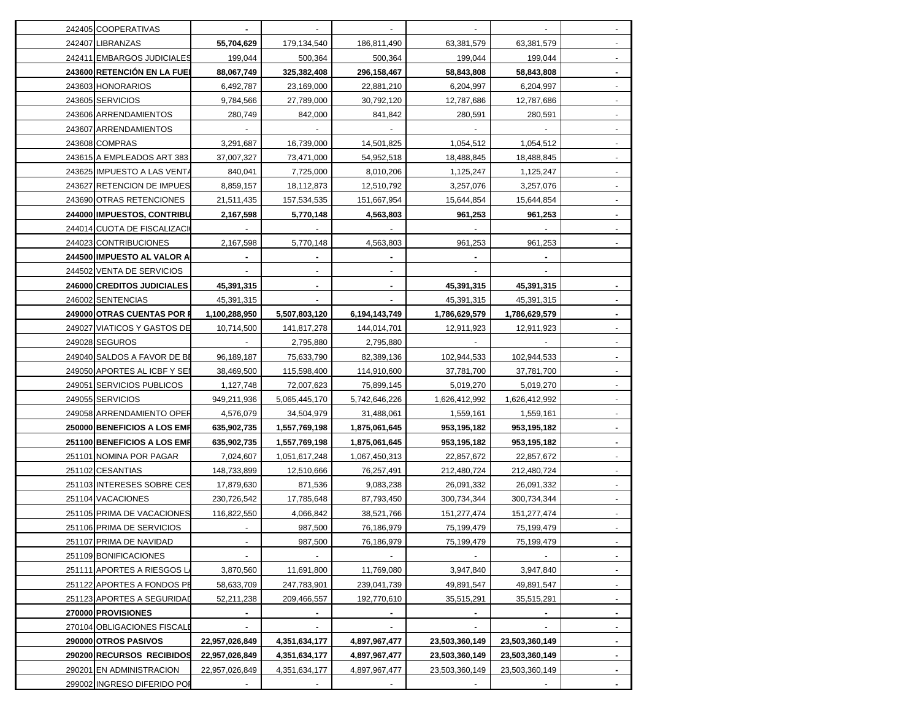| | | | | | | | |
|---|---|---|---|---|---|---|---|
| 242405 | COOPERATIVAS | **-** | - | - | - | - | - |
| 242407 | LIBRANZAS | **55,704,629** | 179,134,540 | 186,811,490 | 63,381,579 | 63,381,579 | - |
| 242411 | EMBARGOS JUDICIALES | 199,044 | 500,364 | 500,364 | 199,044 | 199,044 | - |
| **243600** | **RETENCIÓN EN LA FUE** | **88,067,749** | **325,382,408** | **296,158,467** | **58,843,808** | **58,843,808** | **-** |
| 243603 | HONORARIOS | 6,492,787 | 23,169,000 | 22,881,210 | 6,204,997 | 6,204,997 | - |
| 243605 | SERVICIOS | 9,784,566 | 27,789,000 | 30,792,120 | 12,787,686 | 12,787,686 | - |
| 243606 | ARRENDAMIENTOS | 280,749 | 842,000 | 841,842 | 280,591 | 280,591 | - |
| 243607 | ARRENDAMIENTOS | - | - | - | - | - | - |
| 243608 | COMPRAS | 3,291,687 | 16,739,000 | 14,501,825 | 1,054,512 | 1,054,512 | - |
| 243615 | A EMPLEADOS ART 383 | 37,007,327 | 73,471,000 | 54,952,518 | 18,488,845 | 18,488,845 | - |
| 243625 | IMPUESTO A LAS VENTA | 840,041 | 7,725,000 | 8,010,206 | 1,125,247 | 1,125,247 | - |
| 243627 | RETENCION DE IMPUES | 8,859,157 | 18,112,873 | 12,510,792 | 3,257,076 | 3,257,076 | - |
| 243690 | OTRAS RETENCIONES | 21,511,435 | 157,534,535 | 151,667,954 | 15,644,854 | 15,644,854 | - |
| **244000** | **IMPUESTOS, CONTRIBU** | **2,167,598** | **5,770,148** | **4,563,803** | **961,253** | **961,253** | **-** |
| 244014 | CUOTA DE FISCALIZACI | - | - | - | - | - | - |
| 244023 | CONTRIBUCIONES | 2,167,598 | 5,770,148 | 4,563,803 | 961,253 | 961,253 | - |
| **244500** | **IMPUESTO AL VALOR A** | **-** | **-** | **-** | **-** | **-** | |
| 244502 | VENTA DE SERVICIOS | - | - | - | - | - | |
| **246000** | **CREDITOS JUDICIALES** | **45,391,315** | **-** | **-** | **45,391,315** | **45,391,315** | **-** |
| 246002 | SENTENCIAS | 45,391,315 | - | - | 45,391,315 | 45,391,315 | - |
| **249000** | **OTRAS CUENTAS POR** | **1,100,288,950** | **5,507,803,120** | **6,194,143,749** | **1,786,629,579** | **1,786,629,579** | **-** |
| 249027 | VIATICOS Y GASTOS DE | 10,714,500 | 141,817,278 | 144,014,701 | 12,911,923 | 12,911,923 | - |
| 249028 | SEGUROS | - | 2,795,880 | 2,795,880 | - | - | - |
| 249040 | SALDOS A FAVOR DE B | 96,189,187 | 75,633,790 | 82,389,136 | 102,944,533 | 102,944,533 | - |
| 249050 | APORTES AL ICBF Y SE | 38,469,500 | 115,598,400 | 114,910,600 | 37,781,700 | 37,781,700 | - |
| 249051 | SERVICIOS PUBLICOS | 1,127,748 | 72,007,623 | 75,899,145 | 5,019,270 | 5,019,270 | - |
| 249055 | SERVICIOS | 949,211,936 | 5,065,445,170 | 5,742,646,226 | 1,626,412,992 | 1,626,412,992 | - |
| 249058 | ARRENDAMIENTO OPER | 4,576,079 | 34,504,979 | 31,488,061 | 1,559,161 | 1,559,161 | - |
| **250000** | **BENEFICIOS A LOS EM** | **635,902,735** | **1,557,769,198** | **1,875,061,645** | **953,195,182** | **953,195,182** | **-** |
| **251100** | **BENEFICIOS A LOS EM** | **635,902,735** | **1,557,769,198** | **1,875,061,645** | **953,195,182** | **953,195,182** | **-** |
| 251101 | NOMINA POR PAGAR | 7,024,607 | 1,051,617,248 | 1,067,450,313 | 22,857,672 | 22,857,672 | - |
| 251102 | CESANTIAS | 148,733,899 | 12,510,666 | 76,257,491 | 212,480,724 | 212,480,724 | - |
| 251103 | INTERESES SOBRE CES | 17,879,630 | 871,536 | 9,083,238 | 26,091,332 | 26,091,332 | - |
| 251104 | VACACIONES | 230,726,542 | 17,785,648 | 87,793,450 | 300,734,344 | 300,734,344 | - |
| 251105 | PRIMA DE VACACIONES | 116,822,550 | 4,066,842 | 38,521,766 | 151,277,474 | 151,277,474 | - |
| 251106 | PRIMA DE SERVICIOS | - | 987,500 | 76,186,979 | 75,199,479 | 75,199,479 | - |
| 251107 | PRIMA DE NAVIDAD | - | 987,500 | 76,186,979 | 75,199,479 | 75,199,479 | - |
| 251109 | BONIFICACIONES | - | - | - | - | - | - |
| 251111 | APORTES A RIESGOS L | 3,870,560 | 11,691,800 | 11,769,080 | 3,947,840 | 3,947,840 | - |
| 251122 | APORTES A FONDOS PE | 58,633,709 | 247,783,901 | 239,041,739 | 49,891,547 | 49,891,547 | - |
| 251123 | APORTES A SEGURIDAD | 52,211,238 | 209,466,557 | 192,770,610 | 35,515,291 | 35,515,291 | - |
| **270000** | **PROVISIONES** | **-** | **-** | **-** | **-** | **-** | **-** |
| 270104 | OBLIGACIONES FISCALE | - | - | - | - | - | - |
| **290000** | **OTROS PASIVOS** | **22,957,026,849** | **4,351,634,177** | **4,897,967,477** | **23,503,360,149** | **23,503,360,149** | **-** |
| **290200** | **RECURSOS RECIBIDOS** | **22,957,026,849** | **4,351,634,177** | **4,897,967,477** | **23,503,360,149** | **23,503,360,149** | **-** |
| 290201 | EN ADMINISTRACION | 22,957,026,849 | 4,351,634,177 | 4,897,967,477 | 23,503,360,149 | 23,503,360,149 | **-** |
| 299002 | INGRESO DIFERIDO PO | - | - | - | - | - | **-** |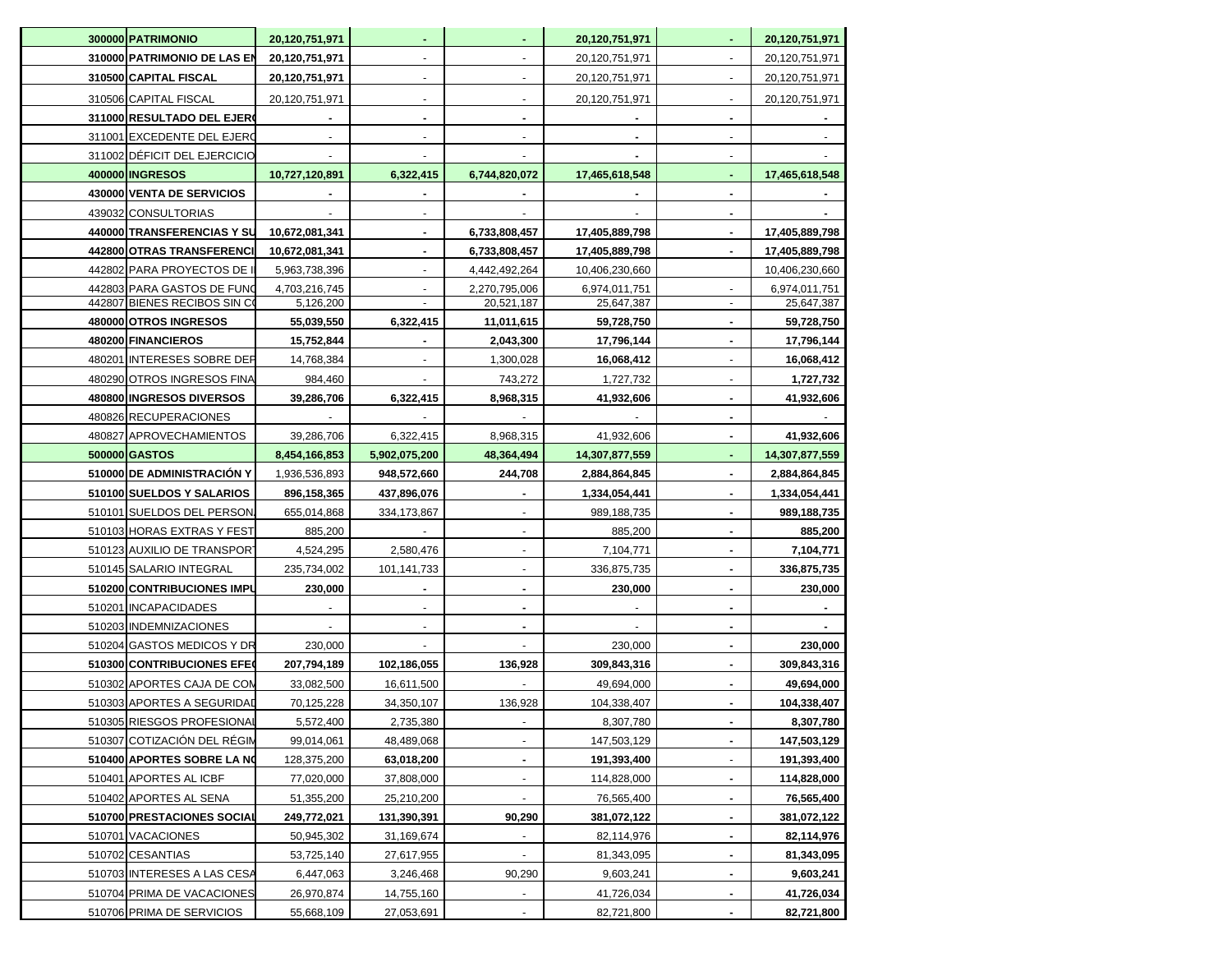| | | | | | | | |
|---|---|---|---|---|---|---|---|
| **300000** | **PATRIMONIO** | **20,120,751,971** | **-** | **-** | **20,120,751,971** | **-** | **20,120,751,971** |
| **310000** | **PATRIMONIO DE LAS EN** | **20,120,751,971** | - | - | 20,120,751,971 | - | 20,120,751,971 |
| **310500** | **CAPITAL FISCAL** | **20,120,751,971** | - | - | 20,120,751,971 | - | 20,120,751,971 |
| 310506 | CAPITAL FISCAL | 20,120,751,971 | - | - | 20,120,751,971 | - | 20,120,751,971 |
| **311000** | **RESULTADO DEL EJERC** | **-** | **-** | **-** | **-** | **-** | **-** |
| 311001 | EXCEDENTE DEL EJERC | - | - | - | **-** | - | - |
| 311002 | DÉFICIT DEL EJERCICIO | - | - | - | **-** | - | - |
| **400000** | **INGRESOS** | **10,727,120,891** | **6,322,415** | **6,744,820,072** | **17,465,618,548** | **-** | **17,465,618,548** |
| **430000** | **VENTA DE SERVICIOS** | **-** | **-** | **-** | **-** | **-** | **-** |
| 439032 | CONSULTORIAS | - | - | - | - | **-** | **-** |
| **440000** | **TRANSFERENCIAS Y SU** | **10,672,081,341** | **-** | **6,733,808,457** | **17,405,889,798** | **-** | **17,405,889,798** |
| **442800** | **OTRAS TRANSFERENCI** | **10,672,081,341** | **-** | **6,733,808,457** | **17,405,889,798** | **-** | **17,405,889,798** |
| 442802 | PARA PROYECTOS DE I | 5,963,738,396 | - | 4,442,492,264 | 10,406,230,660 | | 10,406,230,660 |
| 442803 | PARA GASTOS DE FUNC | 4,703,216,745 | - | 2,270,795,006 | 6,974,011,751 | - | 6,974,011,751 |
| 442807 | BIENES RECIBOS SIN C | 5,126,200 | - | 20,521,187 | 25,647,387 | - | 25,647,387 |
| **480000** | **OTROS INGRESOS** | **55,039,550** | **6,322,415** | **11,011,615** | **59,728,750** | **-** | **59,728,750** |
| **480200** | **FINANCIEROS** | **15,752,844** | **-** | **2,043,300** | **17,796,144** | **-** | **17,796,144** |
| 480201 | INTERESES SOBRE DEP | 14,768,384 | - | 1,300,028 | **16,068,412** | - | **16,068,412** |
| 480290 | OTROS INGRESOS FINA | 984,460 | - | 743,272 | 1,727,732 | - | **1,727,732** |
| **480800** | **INGRESOS DIVERSOS** | **39,286,706** | **6,322,415** | **8,968,315** | **41,932,606** | **-** | **41,932,606** |
| 480826 | RECUPERACIONES | - | - | - | - | **-** | - |
| 480827 | APROVECHAMIENTOS | 39,286,706 | 6,322,415 | 8,968,315 | 41,932,606 | **-** | **41,932,606** |
| **500000** | **GASTOS** | **8,454,166,853** | **5,902,075,200** | **48,364,494** | **14,307,877,559** | **-** | **14,307,877,559** |
| **510000** | **DE ADMINISTRACIÓN Y** | 1,936,536,893 | 948,572,660 | **244,708** | **2,884,864,845** | **-** | **2,884,864,845** |
| **510100** | **SUELDOS Y SALARIOS** | **896,158,365** | **437,896,076** | **-** | **1,334,054,441** | **-** | **1,334,054,441** |
| 510101 | SUELDOS DEL PERSON | 655,014,868 | 334,173,867 | - | 989,188,735 | **-** | **989,188,735** |
| 510103 | HORAS EXTRAS Y FEST | 885,200 | - | - | 885,200 | **-** | **885,200** |
| 510123 | AUXILIO DE TRANSPORT | 4,524,295 | 2,580,476 | - | 7,104,771 | **-** | **7,104,771** |
| 510145 | SALARIO INTEGRAL | 235,734,002 | 101,141,733 | - | 336,875,735 | **-** | **336,875,735** |
| **510200** | **CONTRIBUCIONES IMPU** | **230,000** | **-** | **-** | **230,000** | **-** | **230,000** |
| 510201 | INCAPACIDADES | - | - | **-** | - | **-** | **-** |
| 510203 | INDEMNIZACIONES | - | - | **-** | - | **-** | **-** |
| 510204 | GASTOS MEDICOS Y DR | 230,000 | - | - | 230,000 | **-** | **230,000** |
| **510300** | **CONTRIBUCIONES EFEC** | **207,794,189** | **102,186,055** | **136,928** | **309,843,316** | **-** | **309,843,316** |
| 510302 | APORTES CAJA DE COM | 33,082,500 | 16,611,500 | - | 49,694,000 | **-** | **49,694,000** |
| 510303 | APORTES A SEGURIDAD | 70,125,228 | 34,350,107 | 136,928 | 104,338,407 | **-** | **104,338,407** |
| 510305 | RIESGOS PROFESIONAL | 5,572,400 | 2,735,380 | - | 8,307,780 | **-** | **8,307,780** |
| 510307 | COTIZACIÓN DEL RÉGIM | 99,014,061 | 48,489,068 | - | 147,503,129 | **-** | **147,503,129** |
| **510400** | **APORTES SOBRE LA NO** | 128,375,200 | **63,018,200** | **-** | **191,393,400** | - | **191,393,400** |
| 510401 | APORTES AL ICBF | 77,020,000 | 37,808,000 | - | 114,828,000 | **-** | **114,828,000** |
| 510402 | APORTES AL SENA | 51,355,200 | 25,210,200 | - | 76,565,400 | **-** | **76,565,400** |
| **510700** | **PRESTACIONES SOCIAL** | **249,772,021** | **131,390,391** | **90,290** | **381,072,122** | **-** | **381,072,122** |
| 510701 | VACACIONES | 50,945,302 | 31,169,674 | - | 82,114,976 | **-** | **82,114,976** |
| 510702 | CESANTIAS | 53,725,140 | 27,617,955 | - | 81,343,095 | **-** | **81,343,095** |
| 510703 | INTERESES A LAS CESA | 6,447,063 | 3,246,468 | 90,290 | 9,603,241 | **-** | **9,603,241** |
| 510704 | PRIMA DE VACACIONES | 26,970,874 | 14,755,160 | - | 41,726,034 | **-** | **41,726,034** |
| 510706 | PRIMA DE SERVICIOS | 55,668,109 | 27,053,691 | - | 82,721,800 | **-** | **82,721,800** |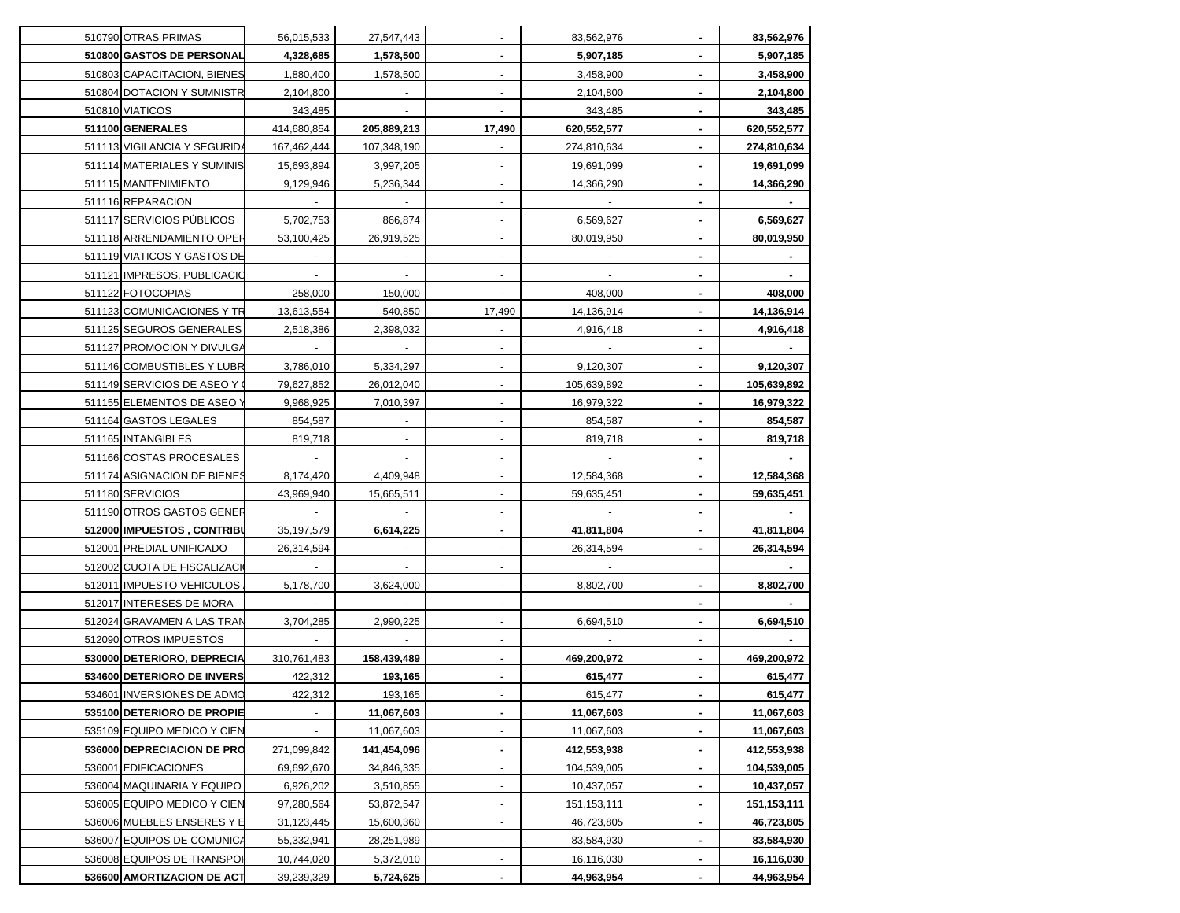| | | | | | | | |
|---|---|---|---|---|---|---|---|
| 510790 | OTRAS PRIMAS | 56,015,533 | 27,547,443 | - | 83,562,976 | - | **83,562,976** |
| **510800** | **GASTOS DE PERSONAL** | **4,328,685** | **1,578,500** | **-** | **5,907,185** | **-** | **5,907,185** |
| 510803 | CAPACITACION, BIENES | 1,880,400 | 1,578,500 | - | 3,458,900 | - | **3,458,900** |
| 510804 | DOTACION Y SUMNISTR | 2,104,800 | - | - | 2,104,800 | - | **2,104,800** |
| 510810 | VIATICOS | 343,485 | - | - | 343,485 | - | **343,485** |
| **511100** | **GENERALES** | 414,680,854 | **205,889,213** | **17,490** | **620,552,577** | **-** | **620,552,577** |
| 511113 | VIGILANCIA Y SEGURIDA | 167,462,444 | 107,348,190 | - | 274,810,634 | - | **274,810,634** |
| 511114 | MATERIALES Y SUMINIS | 15,693,894 | 3,997,205 | - | 19,691,099 | - | **19,691,099** |
| 511115 | MANTENIMIENTO | 9,129,946 | 5,236,344 | - | 14,366,290 | - | **14,366,290** |
| 511116 | REPARACION | - | - | - | - | - | **-** |
| 511117 | SERVICIOS PÚBLICOS | 5,702,753 | 866,874 | - | 6,569,627 | - | **6,569,627** |
| 511118 | ARRENDAMIENTO OPER | 53,100,425 | 26,919,525 | - | 80,019,950 | - | **80,019,950** |
| 511119 | VIATICOS Y GASTOS DE | - | - | - | - | - | **-** |
| 511121 | IMPRESOS, PUBLICACIO | - | - | - | - | - | **-** |
| 511122 | FOTOCOPIAS | 258,000 | 150,000 | - | 408,000 | - | **408,000** |
| 511123 | COMUNICACIONES Y TR | 13,613,554 | 540,850 | 17,490 | 14,136,914 | - | **14,136,914** |
| 511125 | SEGUROS GENERALES | 2,518,386 | 2,398,032 | - | 4,916,418 | - | **4,916,418** |
| 511127 | PROMOCION Y DIVULGA | - | - | - | - | - | **-** |
| 511146 | COMBUSTIBLES Y LUBR | 3,786,010 | 5,334,297 | - | 9,120,307 | - | **9,120,307** |
| 511149 | SERVICIOS DE ASEO Y | 79,627,852 | 26,012,040 | - | 105,639,892 | - | **105,639,892** |
| 511155 | ELEMENTOS DE ASEO Y | 9,968,925 | 7,010,397 | - | 16,979,322 | - | **16,979,322** |
| 511164 | GASTOS LEGALES | 854,587 | - | - | 854,587 | - | **854,587** |
| 511165 | INTANGIBLES | 819,718 | - | - | 819,718 | - | **819,718** |
| 511166 | COSTAS PROCESALES | - | - | - | - | - | **-** |
| 511174 | ASIGNACION DE BIENES | 8,174,420 | 4,409,948 | - | 12,584,368 | - | **12,584,368** |
| 511180 | SERVICIOS | 43,969,940 | 15,665,511 | - | 59,635,451 | - | **59,635,451** |
| 511190 | OTROS GASTOS GENER | - | - | - | - | - | **-** |
| **512000** | **IMPUESTOS , CONTRIBU** | 35,197,579 | **6,614,225** | **-** | **41,811,804** | **-** | **41,811,804** |
| 512001 | PREDIAL UNIFICADO | 26,314,594 | - | - | 26,314,594 | - | **26,314,594** |
| 512002 | CUOTA DE FISCALIZACI | - | - | - | - | | **-** |
| 512011 | IMPUESTO VEHICULOS | 5,178,700 | 3,624,000 | - | 8,802,700 | - | **8,802,700** |
| 512017 | INTERESES DE MORA | - | - | - | - | - | **-** |
| 512024 | GRAVAMEN A LAS TRAN | 3,704,285 | 2,990,225 | - | 6,694,510 | - | **6,694,510** |
| 512090 | OTROS IMPUESTOS | - | - | - | - | - | **-** |
| **530000** | **DETERIORO, DEPRECIA** | 310,761,483 | **158,439,489** | **-** | **469,200,972** | **-** | **469,200,972** |
| **534600** | **DETERIORO DE INVERS** | 422,312 | **193,165** | **-** | **615,477** | **-** | **615,477** |
| 534601 | INVERSIONES DE ADMO | 422,312 | 193,165 | - | 615,477 | - | **615,477** |
| **535100** | **DETERIORO DE PROPIE** | - | **11,067,603** | **-** | **11,067,603** | **-** | **11,067,603** |
| 535109 | EQUIPO MEDICO Y CIEN | - | 11,067,603 | - | 11,067,603 | - | **11,067,603** |
| **536000** | **DEPRECIACION DE PRO** | 271,099,842 | **141,454,096** | **-** | **412,553,938** | **-** | **412,553,938** |
| 536001 | EDIFICACIONES | 69,692,670 | 34,846,335 | - | 104,539,005 | - | **104,539,005** |
| 536004 | MAQUINARIA Y EQUIPO | 6,926,202 | 3,510,855 | - | 10,437,057 | - | **10,437,057** |
| 536005 | EQUIPO MEDICO Y CIEN | 97,280,564 | 53,872,547 | - | 151,153,111 | - | **151,153,111** |
| 536006 | MUEBLES ENSERES Y E | 31,123,445 | 15,600,360 | - | 46,723,805 | - | **46,723,805** |
| 536007 | EQUIPOS DE COMUNICA | 55,332,941 | 28,251,989 | - | 83,584,930 | - | **83,584,930** |
| 536008 | EQUIPOS DE TRANSPO | 10,744,020 | 5,372,010 | - | 16,116,030 | - | **16,116,030** |
| **536600** | **AMORTIZACION DE ACT** | 39,239,329 | **5,724,625** | **-** | **44,963,954** | **-** | **44,963,954** |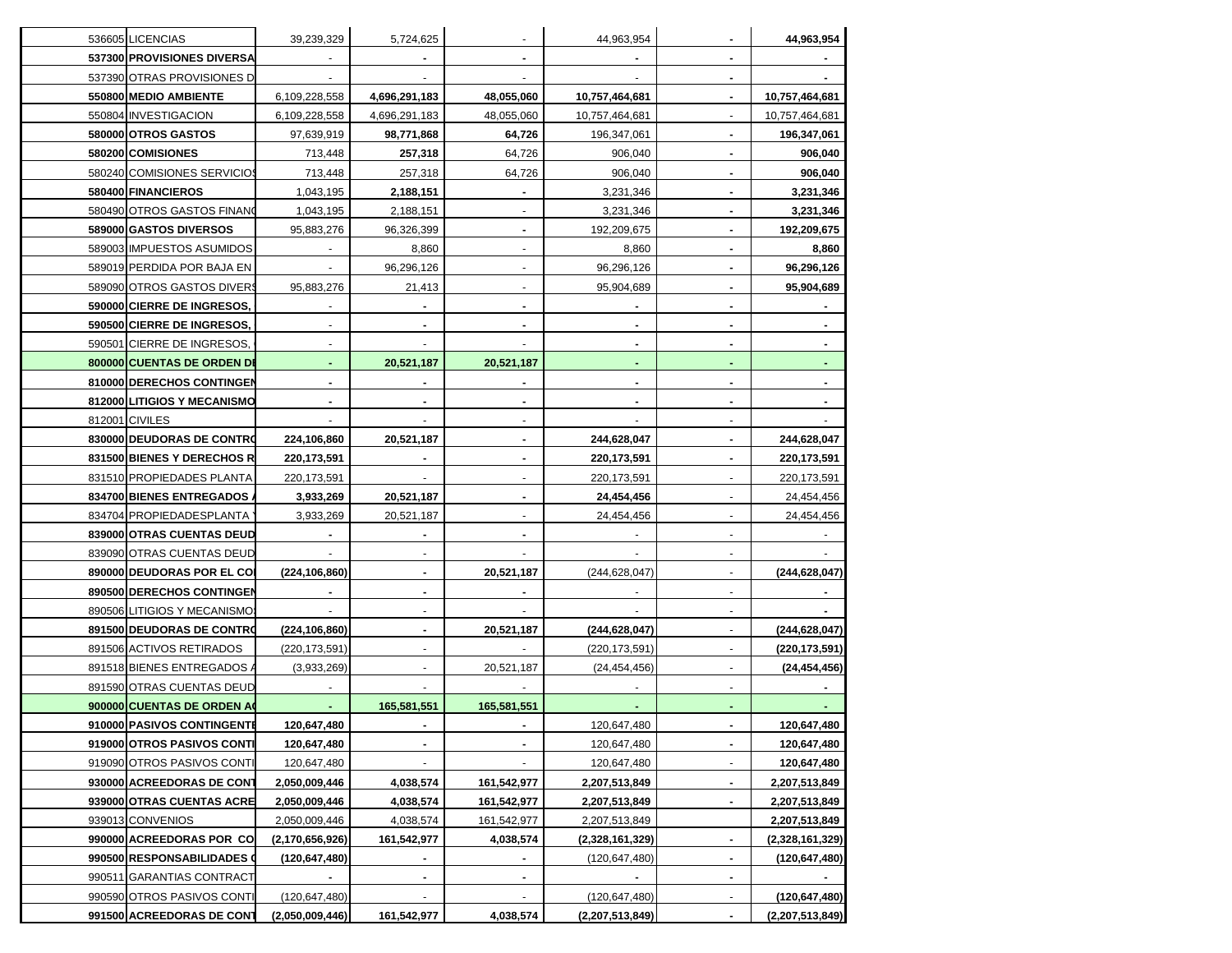| | | | | | | | |
|---|---|---|---|---|---|---|---|
| 536605 | LICENCIAS | 39,239,329 | 5,724,625 | - | 44,963,954 | - | **44,963,954** |
| **537300** | **PROVISIONES DIVERSA** | - | **-** | **-** | **-** | **-** | **-** |
| 537390 | OTRAS PROVISIONES D | - | - | - | - | **-** | **-** |
| **550800** | **MEDIO AMBIENTE** | 6,109,228,558 | **4,696,291,183** | **48,055,060** | **10,757,464,681** | **-** | **10,757,464,681** |
| 550804 | INVESTIGACION | 6,109,228,558 | 4,696,291,183 | 48,055,060 | 10,757,464,681 | - | 10,757,464,681 |
| **580000** | **OTROS GASTOS** | 97,639,919 | **98,771,868** | **64,726** | 196,347,061 | **-** | **196,347,061** |
| **580200** | **COMISIONES** | 713,448 | **257,318** | 64,726 | 906,040 | **-** | **906,040** |
| 580240 | COMISIONES SERVICIOS | 713,448 | 257,318 | 64,726 | 906,040 | **-** | **906,040** |
| **580400** | **FINANCIEROS** | 1,043,195 | **2,188,151** | **-** | 3,231,346 | **-** | **3,231,346** |
| 580490 | OTROS GASTOS FINANC | 1,043,195 | 2,188,151 | - | 3,231,346 | **-** | **3,231,346** |
| **589000** | **GASTOS DIVERSOS** | 95,883,276 | 96,326,399 | **-** | 192,209,675 | **-** | **192,209,675** |
| 589003 | IMPUESTOS ASUMIDOS | - | 8,860 | - | 8,860 | **-** | **8,860** |
| 589019 | PERDIDA POR BAJA EN | - | 96,296,126 | - | 96,296,126 | **-** | **96,296,126** |
| 589090 | OTROS GASTOS DIVERS | 95,883,276 | 21,413 | - | 95,904,689 | **-** | **95,904,689** |
| **590000** | **CIERRE DE INGRESOS,** | - | **-** | **-** | **-** | **-** | **-** |
| **590500** | **CIERRE DE INGRESOS,** | - | **-** | **-** | **-** | **-** | **-** |
| 590501 | CIERRE DE INGRESOS, | - | - | - | **-** | **-** | **-** |
| **800000** | **CUENTAS DE ORDEN DE** | **-** | **20,521,187** | **20,521,187** | **-** | **-** | **-** |
| **810000** | **DERECHOS CONTINGEN** | **-** | **-** | **-** | **-** | **-** | **-** |
| **812000** | **LITIGIOS Y MECANISMO** | **-** | **-** | **-** | **-** | **-** | **-** |
| 812001 | CIVILES | - | - | - | - | - | - |
| **830000** | **DEUDORAS DE CONTRO** | **224,106,860** | **20,521,187** | **-** | **244,628,047** | **-** | **244,628,047** |
| **831500** | **BIENES Y DERECHOS R** | **220,173,591** | **-** | **-** | **220,173,591** | **-** | **220,173,591** |
| 831510 | PROPIEDADES PLANTA | 220,173,591 | - | - | 220,173,591 | - | 220,173,591 |
| **834700** | **BIENES ENTREGADOS A** | **3,933,269** | **20,521,187** | **-** | **24,454,456** | - | 24,454,456 |
| 834704 | PROPIEDADESPLANTA Y | 3,933,269 | 20,521,187 | - | 24,454,456 | - | 24,454,456 |
| **839000** | **OTRAS CUENTAS DEUD** | **-** | **-** | **-** | - | - | - |
| 839090 | OTRAS CUENTAS DEUD | - | - | - | - | - | - |
| **890000** | **DEUDORAS POR EL CO** | **(224,106,860)** | **-** | **20,521,187** | (244,628,047) | - | **(244,628,047)** |
| **890500** | **DERECHOS CONTINGEN** | **-** | **-** | **-** | - | - | **-** |
| 890506 | LITIGIOS Y MECANISMOS | - | - | - | - | - | **-** |
| **891500** | **DEUDORAS DE CONTRO** | **(224,106,860)** | **-** | **20,521,187** | **(244,628,047)** | - | **(244,628,047)** |
| 891506 | ACTIVOS RETIRADOS | (220,173,591) | - | - | (220,173,591) | - | **(220,173,591)** |
| 891518 | BIENES ENTREGADOS A | (3,933,269) | - | 20,521,187 | (24,454,456) | - | **(24,454,456)** |
| 891590 | OTRAS CUENTAS DEUD | - | - | - | - | - | **-** |
| **900000** | **CUENTAS DE ORDEN AC** | **-** | **165,581,551** | **165,581,551** | **-** | **-** | **-** |
| **910000** | **PASIVOS CONTINGENTE** | **120,647,480** | **-** | **-** | 120,647,480 | **-** | **120,647,480** |
| **919000** | **OTROS PASIVOS CONTI** | **120,647,480** | **-** | **-** | 120,647,480 | **-** | **120,647,480** |
| 919090 | OTROS PASIVOS CONTI | 120,647,480 | - | - | 120,647,480 | - | **120,647,480** |
| **930000** | **ACREEDORAS DE CONT** | **2,050,009,446** | **4,038,574** | **161,542,977** | **2,207,513,849** | **-** | **2,207,513,849** |
| **939000** | **OTRAS CUENTAS ACRE** | **2,050,009,446** | **4,038,574** | **161,542,977** | **2,207,513,849** | **-** | **2,207,513,849** |
| 939013 | CONVENIOS | 2,050,009,446 | 4,038,574 | 161,542,977 | 2,207,513,849 | | **2,207,513,849** |
| **990000** | **ACREEDORAS POR CO** | **(2,170,656,926)** | **161,542,977** | **4,038,574** | **(2,328,161,329)** | **-** | **(2,328,161,329)** |
| **990500** | **RESPONSABILIDADES C** | **(120,647,480)** | **-** | **-** | (120,647,480) | **-** | **(120,647,480)** |
| 990511 | GARANTIAS CONTRACT | **-** | **-** | **-** | **-** | **-** | **-** |
| 990590 | OTROS PASIVOS CONTI | (120,647,480) | - | - | (120,647,480) | - | **(120,647,480)** |
| **991500** | **ACREEDORAS DE CONT** | **(2,050,009,446)** | **161,542,977** | **4,038,574** | **(2,207,513,849)** | **-** | **(2,207,513,849)** |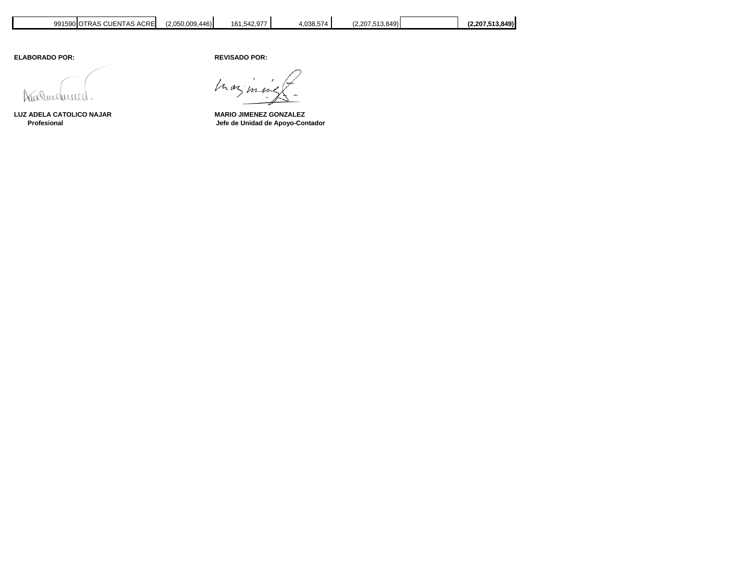| | | | | | | | |
|---|---|---|---|---|---|---|---|
| 991590 | OTRAS CUENTAS ACRE | (2,050,009,446) | 161,542,977 | 4,038,574 | (2,207,513,849) | | **(2,207,513,849)** |

**ELABORADO POR:**

**LUZ ADELA CATOLICO NAJAR**
**Profesional**

**REVISADO POR:**

**MARIO JIMENEZ GONZALEZ**
**Jefe de Unidad de Apoyo-Contador**